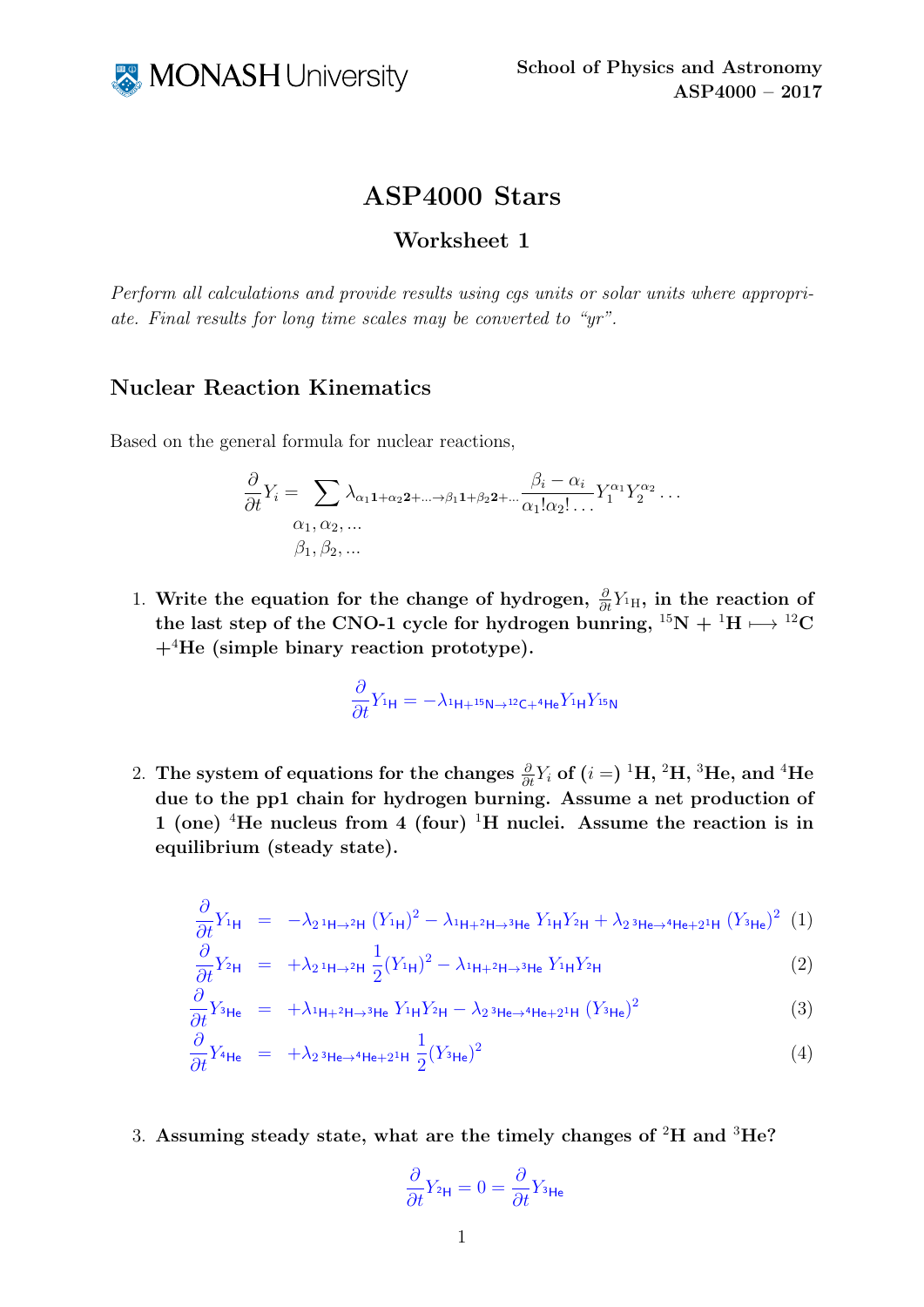# ASP4000 Stars

## Worksheet 1

*Perform all calculations and provide results using cgs units or solar units where appropriate. Final results for long time scales may be converted to "yr".*

## Nuclear Reaction Kinematics

Based on the general formula for nuclear reactions,

$$\frac{\partial}{\partial t} Y_i = \sum_{\substack{\alpha_1, \alpha_2, \ldots \\ \beta_1, \beta_2, \ldots}} \lambda_{\alpha_1 \mathbf{1} + \alpha_2 \mathbf{2} + \ldots \to \beta_1 \mathbf{1} + \beta_2 \mathbf{2} + \ldots} \frac{\beta_i - \alpha_i}{\alpha_1! \alpha_2! \ldots} Y_1^{\alpha_1} Y_2^{\alpha_2} \ldots$$

1. **Write the equation for the change of hydrogen, $\frac{\partial}{\partial t} Y_{^1\mathrm{H}}$, in the reaction of the last step of the CNO-1 cycle for hydrogen bunring, $^{15}\mathrm{N} + {}^{1}\mathrm{H} \longmapsto {}^{12}\mathrm{C} + {}^{4}\mathrm{He}$ (simple binary reaction prototype).**

$$\frac{\partial}{\partial t} Y_{^1\mathrm{H}} = -\lambda_{^1\mathrm{H} + ^{15}\mathrm{N} \to ^{12}\mathrm{C} + ^{4}\mathrm{He}} Y_{^1\mathrm{H}} Y_{^{15}\mathrm{N}}$$

2. **The system of equations for the changes $\frac{\partial}{\partial t} Y_i$ of $(i =)$ $^1$H, $^2$H, $^3$He, and $^4$He due to the pp1 chain for hydrogen burning. Assume a net production of 1 (one) $^4$He nucleus from 4 (four) $^1$H nuclei. Assume the reaction is in equilibrium (steady state).**

$$\frac{\partial}{\partial t} Y_{^1\mathrm{H}} = -\lambda_{2\,^1\mathrm{H} \to ^2\mathrm{H}} \left(Y_{^1\mathrm{H}}\right)^2 - \lambda_{^1\mathrm{H} + ^2\mathrm{H} \to ^3\mathrm{He}} \, Y_{^1\mathrm{H}} Y_{^2\mathrm{H}} + \lambda_{2\,^3\mathrm{He} \to ^4\mathrm{He} + 2\,^1\mathrm{H}} \left(Y_{^3\mathrm{He}}\right)^2 \quad (1)$$

$$\frac{\partial}{\partial t} Y_{^2\mathrm{H}} = +\lambda_{2\,^1\mathrm{H} \to ^2\mathrm{H}} \, \frac{1}{2} \left(Y_{^1\mathrm{H}}\right)^2 - \lambda_{^1\mathrm{H} + ^2\mathrm{H} \to ^3\mathrm{He}} \, Y_{^1\mathrm{H}} Y_{^2\mathrm{H}} \quad (2)$$

$$\frac{\partial}{\partial t} Y_{^3\mathrm{He}} = +\lambda_{^1\mathrm{H} + ^2\mathrm{H} \to ^3\mathrm{He}} \, Y_{^1\mathrm{H}} Y_{^2\mathrm{H}} - \lambda_{2\,^3\mathrm{He} \to ^4\mathrm{He} + 2\,^1\mathrm{H}} \left(Y_{^3\mathrm{He}}\right)^2 \quad (3)$$

$$\frac{\partial}{\partial t} Y_{^4\mathrm{He}} = +\lambda_{2\,^3\mathrm{He} \to ^4\mathrm{He} + 2\,^1\mathrm{H}} \, \frac{1}{2} \left(Y_{^3\mathrm{He}}\right)^2 \quad (4)$$

3. **Assuming steady state, what are the timely changes of $^2$H and $^3$He?**

$$\frac{\partial}{\partial t} Y_{^2\mathrm{H}} = 0 = \frac{\partial}{\partial t} Y_{^3\mathrm{He}}$$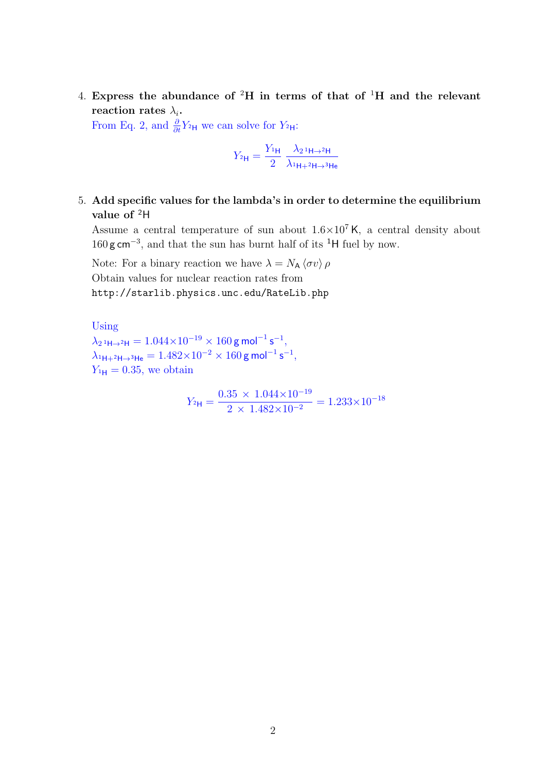4. **Express the abundance of $^2$H in terms of that of $^1$H and the relevant reaction rates $\lambda_i$.**

   From Eq. 2, and $\frac{\partial}{\partial t} Y_{^2\mathrm{H}}$ we can solve for $Y_{^2\mathrm{H}}$:

   $$Y_{^2\mathrm{H}} = \frac{Y_{^1\mathrm{H}}}{2} \frac{\lambda_{2\,^1\mathrm{H}\to^2\mathrm{H}}}{\lambda_{^1\mathrm{H}+^2\mathrm{H}\to^3\mathrm{He}}}$$

5. **Add specific values for the lambda's in order to determine the equilibrium value of $^2$H**

   Assume a central temperature of sun about $1.6\times10^7\,\mathrm{K}$, a central density about $160\,\mathrm{g\,cm^{-3}}$, and that the sun has burnt half of its $^1$H fuel by now.

   Note: For a binary reaction we have $\lambda = N_\mathrm{A}\,\langle\sigma v\rangle\,\rho$

   Obtain values for nuclear reaction rates from

   `http://starlib.physics.unc.edu/RateLib.php`

   Using
   $\lambda_{2\,^1\mathrm{H}\to^2\mathrm{H}} = 1.044\times10^{-19} \times 160\,\mathrm{g\,mol^{-1}\,s^{-1}}$,
   $\lambda_{^1\mathrm{H}+^2\mathrm{H}\to^3\mathrm{He}} = 1.482\times10^{-2} \times 160\,\mathrm{g\,mol^{-1}\,s^{-1}}$,
   $Y_{^1\mathrm{H}} = 0.35$, we obtain

   $$Y_{^2\mathrm{H}} = \frac{0.35\,\times\,1.044\times10^{-19}}{2\,\times\,1.482\times10^{-2}} = 1.233\times10^{-18}$$